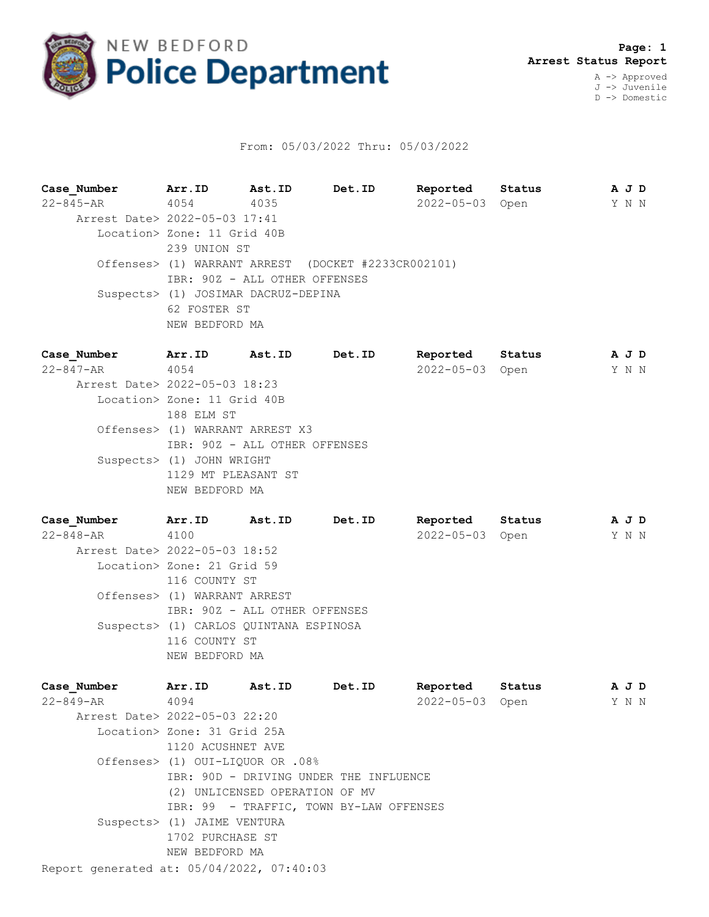# NEW BEDFORD Police Department

**Arrest Status Report**

A -> Approved
J -> Juvenile
D -> Domestic

From: 05/03/2022 Thru: 05/03/2022

| Case_Number | Arr.ID | Ast.ID | Det.ID | Reported | Status | A | J | D |
|---|---|---|---|---|---|---|---|---|
| 22-845-AR | 4054 | 4035 | | 2022-05-03 | Open | Y | N | N |

Arrest Date> 2022-05-03 17:41
Location> Zone: 11 Grid 40B
239 UNION ST
Offenses> (1) WARRANT ARREST (DOCKET #2233CR002101)
IBR: 90Z - ALL OTHER OFFENSES
Suspects> (1) JOSIMAR DACRUZ-DEPINA
62 FOSTER ST
NEW BEDFORD MA

| Case_Number | Arr.ID | Ast.ID | Det.ID | Reported | Status | A | J | D |
|---|---|---|---|---|---|---|---|---|
| 22-847-AR | 4054 | | | 2022-05-03 | Open | Y | N | N |

Arrest Date> 2022-05-03 18:23
Location> Zone: 11 Grid 40B
188 ELM ST
Offenses> (1) WARRANT ARREST X3
IBR: 90Z - ALL OTHER OFFENSES
Suspects> (1) JOHN WRIGHT
1129 MT PLEASANT ST
NEW BEDFORD MA

| Case_Number | Arr.ID | Ast.ID | Det.ID | Reported | Status | A | J | D |
|---|---|---|---|---|---|---|---|---|
| 22-848-AR | 4100 | | | 2022-05-03 | Open | Y | N | N |

Arrest Date> 2022-05-03 18:52
Location> Zone: 21 Grid 59
116 COUNTY ST
Offenses> (1) WARRANT ARREST
IBR: 90Z - ALL OTHER OFFENSES
Suspects> (1) CARLOS QUINTANA ESPINOSA
116 COUNTY ST
NEW BEDFORD MA

| Case_Number | Arr.ID | Ast.ID | Det.ID | Reported | Status | A | J | D |
|---|---|---|---|---|---|---|---|---|
| 22-849-AR | 4094 | | | 2022-05-03 | Open | Y | N | N |

Arrest Date> 2022-05-03 22:20
Location> Zone: 31 Grid 25A
1120 ACUSHNET AVE
Offenses> (1) OUI-LIQUOR OR .08%
IBR: 90D - DRIVING UNDER THE INFLUENCE
(2) UNLICENSED OPERATION OF MV
IBR: 99 - TRAFFIC, TOWN BY-LAW OFFENSES
Suspects> (1) JAIME VENTURA
1702 PURCHASE ST
NEW BEDFORD MA

Report generated at: 05/04/2022, 07:40:03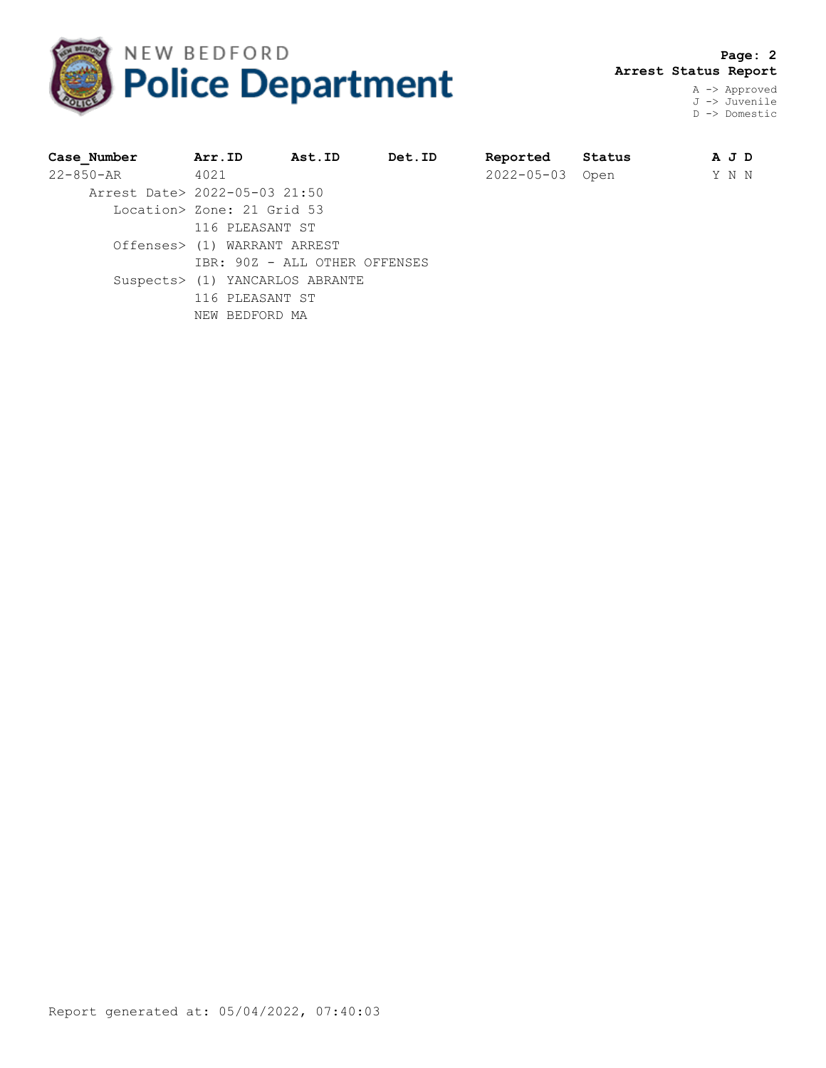NEW BEDFORD
# Police Department

**Arrest Status Report**

A -> Approved
J -> Juvenile
D -> Domestic

| Case_Number | Arr.ID | Ast.ID | Det.ID | Reported | Status | A | J | D |
|---|---|---|---|---|---|---|---|---|
| 22-850-AR | 4021 | | | 2022-05-03 | Open | Y | N | N |

Arrest Date> 2022-05-03 21:50
Location> Zone: 21 Grid 53
116 PLEASANT ST
Offenses> (1) WARRANT ARREST
IBR: 90Z - ALL OTHER OFFENSES
Suspects> (1) YANCARLOS ABRANTE
116 PLEASANT ST
NEW BEDFORD MA

Report generated at: 05/04/2022, 07:40:03